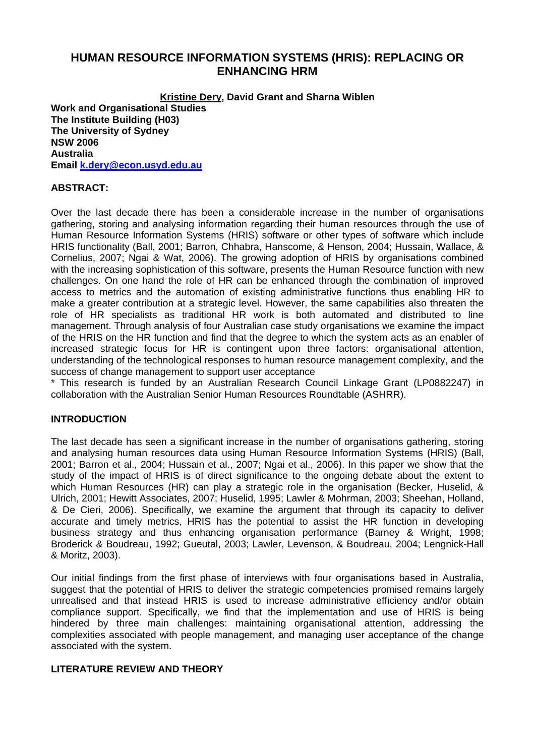# HUMAN RESOURCE INFORMATION SYSTEMS (HRIS): REPLACING OR ENHANCING HRM

**Kristine Dery, David Grant and Sharna Wiblen**

**Work and Organisational Studies**
**The Institute Building (H03)**
**The University of Sydney**
**NSW 2006**
**Australia**
**Email k.dery@econ.usyd.edu.au**

## ABSTRACT:

Over the last decade there has been a considerable increase in the number of organisations gathering, storing and analysing information regarding their human resources through the use of Human Resource Information Systems (HRIS) software or other types of software which include HRIS functionality (Ball, 2001; Barron, Chhabra, Hanscome, & Henson, 2004; Hussain, Wallace, & Cornelius, 2007; Ngai & Wat, 2006). The growing adoption of HRIS by organisations combined with the increasing sophistication of this software, presents the Human Resource function with new challenges. On one hand the role of HR can be enhanced through the combination of improved access to metrics and the automation of existing administrative functions thus enabling HR to make a greater contribution at a strategic level. However, the same capabilities also threaten the role of HR specialists as traditional HR work is both automated and distributed to line management. Through analysis of four Australian case study organisations we examine the impact of the HRIS on the HR function and find that the degree to which the system acts as an enabler of increased strategic focus for HR is contingent upon three factors: organisational attention, understanding of the technological responses to human resource management complexity, and the success of change management to support user acceptance

* This research is funded by an Australian Research Council Linkage Grant (LP0882247) in collaboration with the Australian Senior Human Resources Roundtable (ASHRR).

## INTRODUCTION

The last decade has seen a significant increase in the number of organisations gathering, storing and analysing human resources data using Human Resource Information Systems (HRIS) (Ball, 2001; Barron et al., 2004; Hussain et al., 2007; Ngai et al., 2006). In this paper we show that the study of the impact of HRIS is of direct significance to the ongoing debate about the extent to which Human Resources (HR) can play a strategic role in the organisation (Becker, Huselid, & Ulrich, 2001; Hewitt Associates, 2007; Huselid, 1995; Lawler & Mohrman, 2003; Sheehan, Holland, & De Cieri, 2006). Specifically, we examine the argument that through its capacity to deliver accurate and timely metrics, HRIS has the potential to assist the HR function in developing business strategy and thus enhancing organisation performance (Barney & Wright, 1998; Broderick & Boudreau, 1992; Gueutal, 2003; Lawler, Levenson, & Boudreau, 2004; Lengnick-Hall & Moritz, 2003).

Our initial findings from the first phase of interviews with four organisations based in Australia, suggest that the potential of HRIS to deliver the strategic competencies promised remains largely unrealised and that instead HRIS is used to increase administrative efficiency and/or obtain compliance support. Specifically, we find that the implementation and use of HRIS is being hindered by three main challenges: maintaining organisational attention, addressing the complexities associated with people management, and managing user acceptance of the change associated with the system.

## LITERATURE REVIEW AND THEORY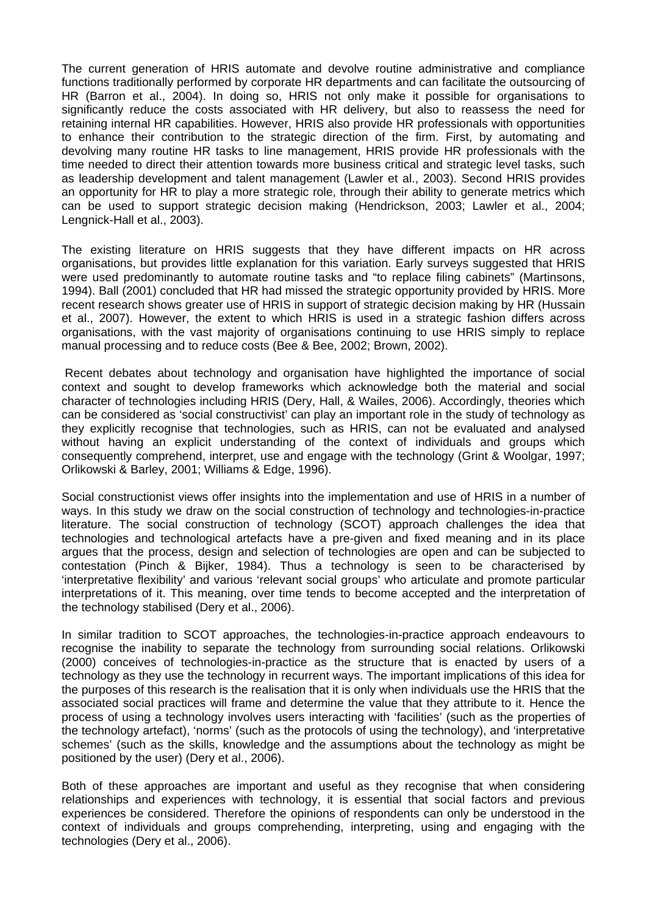The current generation of HRIS automate and devolve routine administrative and compliance functions traditionally performed by corporate HR departments and can facilitate the outsourcing of HR (Barron et al., 2004). In doing so, HRIS not only make it possible for organisations to significantly reduce the costs associated with HR delivery, but also to reassess the need for retaining internal HR capabilities. However, HRIS also provide HR professionals with opportunities to enhance their contribution to the strategic direction of the firm. First, by automating and devolving many routine HR tasks to line management, HRIS provide HR professionals with the time needed to direct their attention towards more business critical and strategic level tasks, such as leadership development and talent management (Lawler et al., 2003). Second HRIS provides an opportunity for HR to play a more strategic role, through their ability to generate metrics which can be used to support strategic decision making (Hendrickson, 2003; Lawler et al., 2004; Lengnick-Hall et al., 2003).

The existing literature on HRIS suggests that they have different impacts on HR across organisations, but provides little explanation for this variation. Early surveys suggested that HRIS were used predominantly to automate routine tasks and "to replace filing cabinets" (Martinsons, 1994). Ball (2001) concluded that HR had missed the strategic opportunity provided by HRIS. More recent research shows greater use of HRIS in support of strategic decision making by HR (Hussain et al., 2007). However, the extent to which HRIS is used in a strategic fashion differs across organisations, with the vast majority of organisations continuing to use HRIS simply to replace manual processing and to reduce costs (Bee & Bee, 2002; Brown, 2002).

Recent debates about technology and organisation have highlighted the importance of social context and sought to develop frameworks which acknowledge both the material and social character of technologies including HRIS (Dery, Hall, & Wailes, 2006). Accordingly, theories which can be considered as 'social constructivist' can play an important role in the study of technology as they explicitly recognise that technologies, such as HRIS, can not be evaluated and analysed without having an explicit understanding of the context of individuals and groups which consequently comprehend, interpret, use and engage with the technology (Grint & Woolgar, 1997; Orlikowski & Barley, 2001; Williams & Edge, 1996).

Social constructionist views offer insights into the implementation and use of HRIS in a number of ways. In this study we draw on the social construction of technology and technologies-in-practice literature. The social construction of technology (SCOT) approach challenges the idea that technologies and technological artefacts have a pre-given and fixed meaning and in its place argues that the process, design and selection of technologies are open and can be subjected to contestation (Pinch & Bijker, 1984). Thus a technology is seen to be characterised by 'interpretative flexibility' and various 'relevant social groups' who articulate and promote particular interpretations of it. This meaning, over time tends to become accepted and the interpretation of the technology stabilised (Dery et al., 2006).

In similar tradition to SCOT approaches, the technologies-in-practice approach endeavours to recognise the inability to separate the technology from surrounding social relations. Orlikowski (2000) conceives of technologies-in-practice as the structure that is enacted by users of a technology as they use the technology in recurrent ways. The important implications of this idea for the purposes of this research is the realisation that it is only when individuals use the HRIS that the associated social practices will frame and determine the value that they attribute to it. Hence the process of using a technology involves users interacting with 'facilities' (such as the properties of the technology artefact), 'norms' (such as the protocols of using the technology), and 'interpretative schemes' (such as the skills, knowledge and the assumptions about the technology as might be positioned by the user) (Dery et al., 2006).

Both of these approaches are important and useful as they recognise that when considering relationships and experiences with technology, it is essential that social factors and previous experiences be considered. Therefore the opinions of respondents can only be understood in the context of individuals and groups comprehending, interpreting, using and engaging with the technologies (Dery et al., 2006).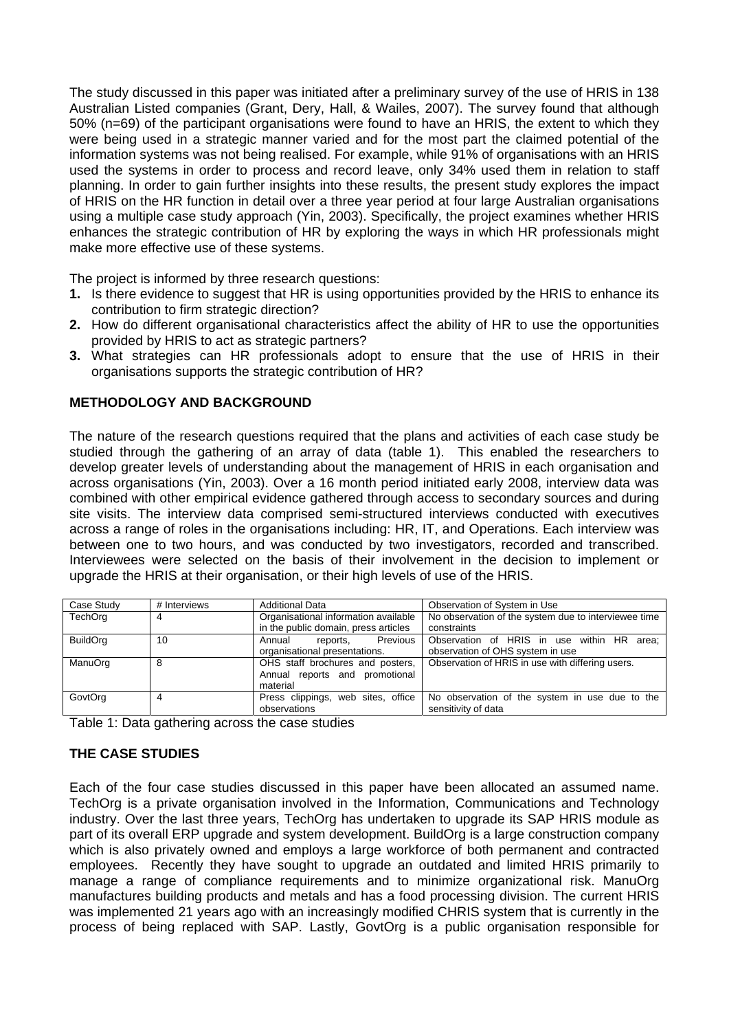The study discussed in this paper was initiated after a preliminary survey of the use of HRIS in 138 Australian Listed companies (Grant, Dery, Hall, & Wailes, 2007). The survey found that although 50% (n=69) of the participant organisations were found to have an HRIS, the extent to which they were being used in a strategic manner varied and for the most part the claimed potential of the information systems was not being realised. For example, while 91% of organisations with an HRIS used the systems in order to process and record leave, only 34% used them in relation to staff planning. In order to gain further insights into these results, the present study explores the impact of HRIS on the HR function in detail over a three year period at four large Australian organisations using a multiple case study approach (Yin, 2003). Specifically, the project examines whether HRIS enhances the strategic contribution of HR by exploring the ways in which HR professionals might make more effective use of these systems.

The project is informed by three research questions:

1. Is there evidence to suggest that HR is using opportunities provided by the HRIS to enhance its contribution to firm strategic direction?
2. How do different organisational characteristics affect the ability of HR to use the opportunities provided by HRIS to act as strategic partners?
3. What strategies can HR professionals adopt to ensure that the use of HRIS in their organisations supports the strategic contribution of HR?

## METHODOLOGY AND BACKGROUND

The nature of the research questions required that the plans and activities of each case study be studied through the gathering of an array of data (table 1). This enabled the researchers to develop greater levels of understanding about the management of HRIS in each organisation and across organisations (Yin, 2003). Over a 16 month period initiated early 2008, interview data was combined with other empirical evidence gathered through access to secondary sources and during site visits. The interview data comprised semi-structured interviews conducted with executives across a range of roles in the organisations including: HR, IT, and Operations. Each interview was between one to two hours, and was conducted by two investigators, recorded and transcribed. Interviewees were selected on the basis of their involvement in the decision to implement or upgrade the HRIS at their organisation, or their high levels of use of the HRIS.

| Case Study | # Interviews | Additional Data | Observation of System in Use |
|---|---|---|---|
| TechOrg | 4 | Organisational information available in the public domain, press articles | No observation of the system due to interviewee time constraints |
| BuildOrg | 10 | Annual reports, Previous organisational presentations. | Observation of HRIS in use within HR area; observation of OHS system in use |
| ManuOrg | 8 | OHS staff brochures and posters, Annual reports and promotional material | Observation of HRIS in use with differing users. |
| GovtOrg | 4 | Press clippings, web sites, office observations | No observation of the system in use due to the sensitivity of data |

Table 1: Data gathering across the case studies

## THE CASE STUDIES

Each of the four case studies discussed in this paper have been allocated an assumed name. TechOrg is a private organisation involved in the Information, Communications and Technology industry. Over the last three years, TechOrg has undertaken to upgrade its SAP HRIS module as part of its overall ERP upgrade and system development. BuildOrg is a large construction company which is also privately owned and employs a large workforce of both permanent and contracted employees. Recently they have sought to upgrade an outdated and limited HRIS primarily to manage a range of compliance requirements and to minimize organizational risk. ManuOrg manufactures building products and metals and has a food processing division. The current HRIS was implemented 21 years ago with an increasingly modified CHRIS system that is currently in the process of being replaced with SAP. Lastly, GovtOrg is a public organisation responsible for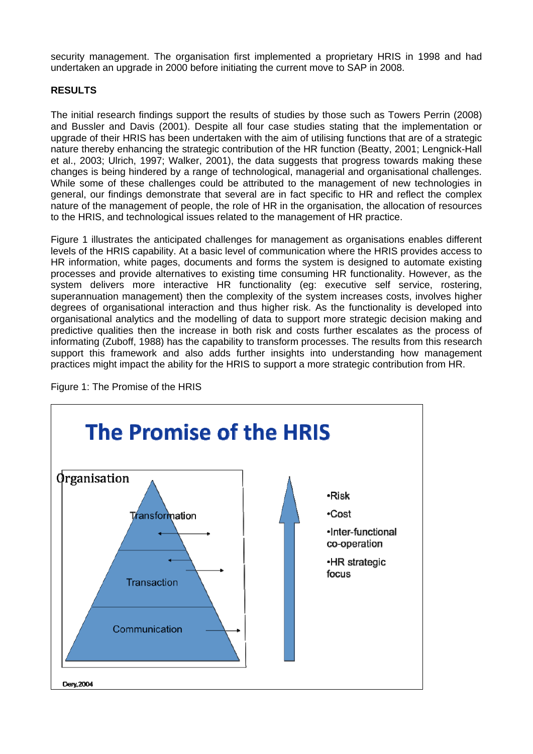security management. The organisation first implemented a proprietary HRIS in 1998 and had undertaken an upgrade in 2000 before initiating the current move to SAP in 2008.

**RESULTS**

The initial research findings support the results of studies by those such as Towers Perrin (2008) and Bussler and Davis (2001). Despite all four case studies stating that the implementation or upgrade of their HRIS has been undertaken with the aim of utilising functions that are of a strategic nature thereby enhancing the strategic contribution of the HR function (Beatty, 2001; Lengnick-Hall et al., 2003; Ulrich, 1997; Walker, 2001), the data suggests that progress towards making these changes is being hindered by a range of technological, managerial and organisational challenges. While some of these challenges could be attributed to the management of new technologies in general, our findings demonstrate that several are in fact specific to HR and reflect the complex nature of the management of people, the role of HR in the organisation, the allocation of resources to the HRIS, and technological issues related to the management of HR practice.

Figure 1 illustrates the anticipated challenges for management as organisations enables different levels of the HRIS capability. At a basic level of communication where the HRIS provides access to HR information, white pages, documents and forms the system is designed to automate existing processes and provide alternatives to existing time consuming HR functionality. However, as the system delivers more interactive HR functionality (eg: executive self service, rostering, superannuation management) then the complexity of the system increases costs, involves higher degrees of organisational interaction and thus higher risk. As the functionality is developed into organisational analytics and the modelling of data to support more strategic decision making and predictive qualities then the increase in both risk and costs further escalates as the process of informating (Zuboff, 1988) has the capability to transform processes. The results from this research support this framework and also adds further insights into understanding how management practices might impact the ability for the HRIS to support a more strategic contribution from HR.

Figure 1: The Promise of the HRIS

**The Promise of the HRIS**

Organisation

- Transformation
- Transaction
- Communication

- Risk
- Cost
- Inter-functional co-operation
- HR strategic focus

Dery, 2004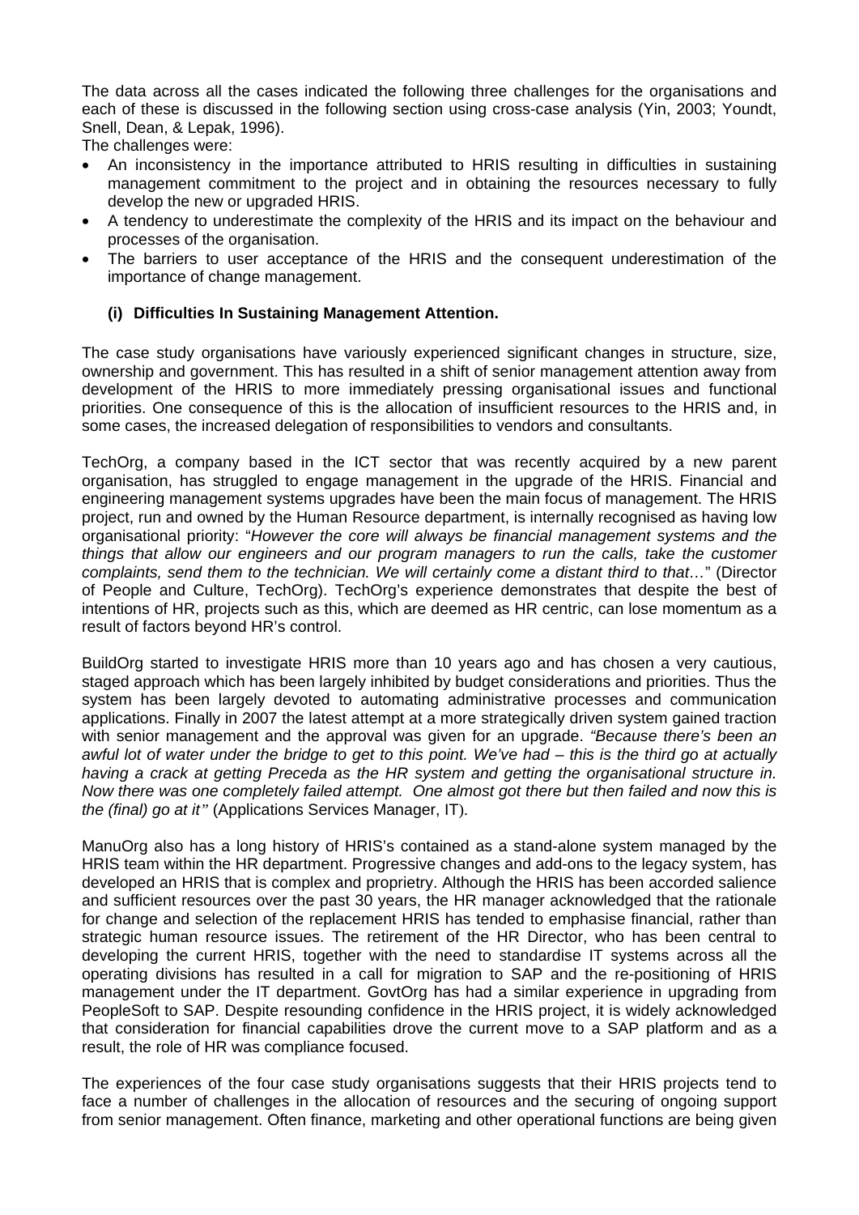The data across all the cases indicated the following three challenges for the organisations and each of these is discussed in the following section using cross-case analysis (Yin, 2003; Youndt, Snell, Dean, & Lepak, 1996).

The challenges were:

- An inconsistency in the importance attributed to HRIS resulting in difficulties in sustaining management commitment to the project and in obtaining the resources necessary to fully develop the new or upgraded HRIS.
- A tendency to underestimate the complexity of the HRIS and its impact on the behaviour and processes of the organisation.
- The barriers to user acceptance of the HRIS and the consequent underestimation of the importance of change management.

### (i) Difficulties In Sustaining Management Attention.

The case study organisations have variously experienced significant changes in structure, size, ownership and government. This has resulted in a shift of senior management attention away from development of the HRIS to more immediately pressing organisational issues and functional priorities. One consequence of this is the allocation of insufficient resources to the HRIS and, in some cases, the increased delegation of responsibilities to vendors and consultants.

TechOrg, a company based in the ICT sector that was recently acquired by a new parent organisation, has struggled to engage management in the upgrade of the HRIS. Financial and engineering management systems upgrades have been the main focus of management. The HRIS project, run and owned by the Human Resource department, is internally recognised as having low organisational priority: "*However the core will always be financial management systems and the things that allow our engineers and our program managers to run the calls, take the customer complaints, send them to the technician. We will certainly come a distant third to that…*" (Director of People and Culture, TechOrg). TechOrg's experience demonstrates that despite the best of intentions of HR, projects such as this, which are deemed as HR centric, can lose momentum as a result of factors beyond HR's control.

BuildOrg started to investigate HRIS more than 10 years ago and has chosen a very cautious, staged approach which has been largely inhibited by budget considerations and priorities. Thus the system has been largely devoted to automating administrative processes and communication applications. Finally in 2007 the latest attempt at a more strategically driven system gained traction with senior management and the approval was given for an upgrade. *"Because there's been an awful lot of water under the bridge to get to this point. We've had – this is the third go at actually having a crack at getting Preceda as the HR system and getting the organisational structure in. Now there was one completely failed attempt. One almost got there but then failed and now this is the (final) go at it"* (Applications Services Manager, IT).

ManuOrg also has a long history of HRIS's contained as a stand-alone system managed by the HRIS team within the HR department. Progressive changes and add-ons to the legacy system, has developed an HRIS that is complex and proprietry. Although the HRIS has been accorded salience and sufficient resources over the past 30 years, the HR manager acknowledged that the rationale for change and selection of the replacement HRIS has tended to emphasise financial, rather than strategic human resource issues. The retirement of the HR Director, who has been central to developing the current HRIS, together with the need to standardise IT systems across all the operating divisions has resulted in a call for migration to SAP and the re-positioning of HRIS management under the IT department. GovtOrg has had a similar experience in upgrading from PeopleSoft to SAP. Despite resounding confidence in the HRIS project, it is widely acknowledged that consideration for financial capabilities drove the current move to a SAP platform and as a result, the role of HR was compliance focused.

The experiences of the four case study organisations suggests that their HRIS projects tend to face a number of challenges in the allocation of resources and the securing of ongoing support from senior management. Often finance, marketing and other operational functions are being given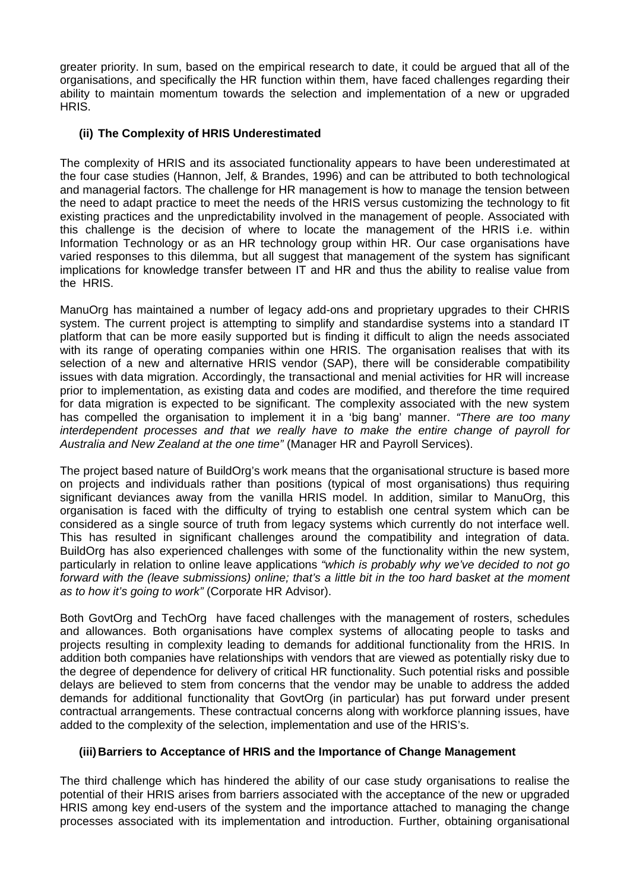greater priority. In sum, based on the empirical research to date, it could be argued that all of the organisations, and specifically the HR function within them, have faced challenges regarding their ability to maintain momentum towards the selection and implementation of a new or upgraded HRIS.

### (ii) The Complexity of HRIS Underestimated

The complexity of HRIS and its associated functionality appears to have been underestimated at the four case studies (Hannon, Jelf, & Brandes, 1996) and can be attributed to both technological and managerial factors. The challenge for HR management is how to manage the tension between the need to adapt practice to meet the needs of the HRIS versus customizing the technology to fit existing practices and the unpredictability involved in the management of people. Associated with this challenge is the decision of where to locate the management of the HRIS i.e. within Information Technology or as an HR technology group within HR. Our case organisations have varied responses to this dilemma, but all suggest that management of the system has significant implications for knowledge transfer between IT and HR and thus the ability to realise value from the HRIS.

ManuOrg has maintained a number of legacy add-ons and proprietary upgrades to their CHRIS system. The current project is attempting to simplify and standardise systems into a standard IT platform that can be more easily supported but is finding it difficult to align the needs associated with its range of operating companies within one HRIS. The organisation realises that with its selection of a new and alternative HRIS vendor (SAP), there will be considerable compatibility issues with data migration. Accordingly, the transactional and menial activities for HR will increase prior to implementation, as existing data and codes are modified, and therefore the time required for data migration is expected to be significant. The complexity associated with the new system has compelled the organisation to implement it in a 'big bang' manner. *"There are too many interdependent processes and that we really have to make the entire change of payroll for Australia and New Zealand at the one time"* (Manager HR and Payroll Services).

The project based nature of BuildOrg's work means that the organisational structure is based more on projects and individuals rather than positions (typical of most organisations) thus requiring significant deviances away from the vanilla HRIS model. In addition, similar to ManuOrg, this organisation is faced with the difficulty of trying to establish one central system which can be considered as a single source of truth from legacy systems which currently do not interface well. This has resulted in significant challenges around the compatibility and integration of data. BuildOrg has also experienced challenges with some of the functionality within the new system, particularly in relation to online leave applications *"which is probably why we've decided to not go forward with the (leave submissions) online; that's a little bit in the too hard basket at the moment as to how it's going to work"* (Corporate HR Advisor).

Both GovtOrg and TechOrg have faced challenges with the management of rosters, schedules and allowances. Both organisations have complex systems of allocating people to tasks and projects resulting in complexity leading to demands for additional functionality from the HRIS. In addition both companies have relationships with vendors that are viewed as potentially risky due to the degree of dependence for delivery of critical HR functionality. Such potential risks and possible delays are believed to stem from concerns that the vendor may be unable to address the added demands for additional functionality that GovtOrg (in particular) has put forward under present contractual arrangements. These contractual concerns along with workforce planning issues, have added to the complexity of the selection, implementation and use of the HRIS's.

### (iii) Barriers to Acceptance of HRIS and the Importance of Change Management

The third challenge which has hindered the ability of our case study organisations to realise the potential of their HRIS arises from barriers associated with the acceptance of the new or upgraded HRIS among key end-users of the system and the importance attached to managing the change processes associated with its implementation and introduction. Further, obtaining organisational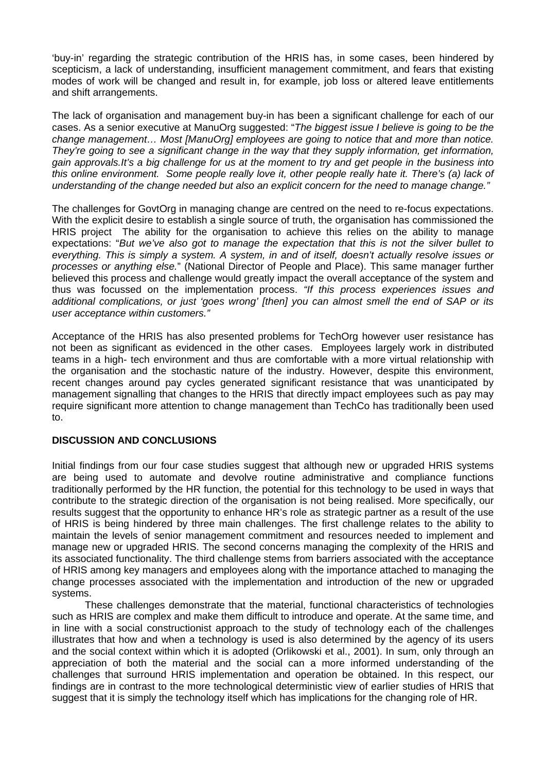'buy-in' regarding the strategic contribution of the HRIS has, in some cases, been hindered by scepticism, a lack of understanding, insufficient management commitment, and fears that existing modes of work will be changed and result in, for example, job loss or altered leave entitlements and shift arrangements.

The lack of organisation and management buy-in has been a significant challenge for each of our cases. As a senior executive at ManuOrg suggested: "*The biggest issue I believe is going to be the change management… Most [ManuOrg] employees are going to notice that and more than notice. They're going to see a significant change in the way that they supply information, get information, gain approvals.It's a big challenge for us at the moment to try and get people in the business into this online environment. Some people really love it, other people really hate it. There's (a) lack of understanding of the change needed but also an explicit concern for the need to manage change."*

The challenges for GovtOrg in managing change are centred on the need to re-focus expectations. With the explicit desire to establish a single source of truth, the organisation has commissioned the HRIS project The ability for the organisation to achieve this relies on the ability to manage expectations: "*But we've also got to manage the expectation that this is not the silver bullet to everything. This is simply a system. A system, in and of itself, doesn't actually resolve issues or processes or anything else.*" (National Director of People and Place). This same manager further believed this process and challenge would greatly impact the overall acceptance of the system and thus was focussed on the implementation process. *"If this process experiences issues and additional complications, or just 'goes wrong' [then] you can almost smell the end of SAP or its user acceptance within customers."*

Acceptance of the HRIS has also presented problems for TechOrg however user resistance has not been as significant as evidenced in the other cases. Employees largely work in distributed teams in a high- tech environment and thus are comfortable with a more virtual relationship with the organisation and the stochastic nature of the industry. However, despite this environment, recent changes around pay cycles generated significant resistance that was unanticipated by management signalling that changes to the HRIS that directly impact employees such as pay may require significant more attention to change management than TechCo has traditionally been used to.

## DISCUSSION AND CONCLUSIONS

Initial findings from our four case studies suggest that although new or upgraded HRIS systems are being used to automate and devolve routine administrative and compliance functions traditionally performed by the HR function, the potential for this technology to be used in ways that contribute to the strategic direction of the organisation is not being realised. More specifically, our results suggest that the opportunity to enhance HR's role as strategic partner as a result of the use of HRIS is being hindered by three main challenges. The first challenge relates to the ability to maintain the levels of senior management commitment and resources needed to implement and manage new or upgraded HRIS. The second concerns managing the complexity of the HRIS and its associated functionality. The third challenge stems from barriers associated with the acceptance of HRIS among key managers and employees along with the importance attached to managing the change processes associated with the implementation and introduction of the new or upgraded systems.

These challenges demonstrate that the material, functional characteristics of technologies such as HRIS are complex and make them difficult to introduce and operate. At the same time, and in line with a social constructionist approach to the study of technology each of the challenges illustrates that how and when a technology is used is also determined by the agency of its users and the social context within which it is adopted (Orlikowski et al., 2001). In sum, only through an appreciation of both the material and the social can a more informed understanding of the challenges that surround HRIS implementation and operation be obtained. In this respect, our findings are in contrast to the more technological deterministic view of earlier studies of HRIS that suggest that it is simply the technology itself which has implications for the changing role of HR.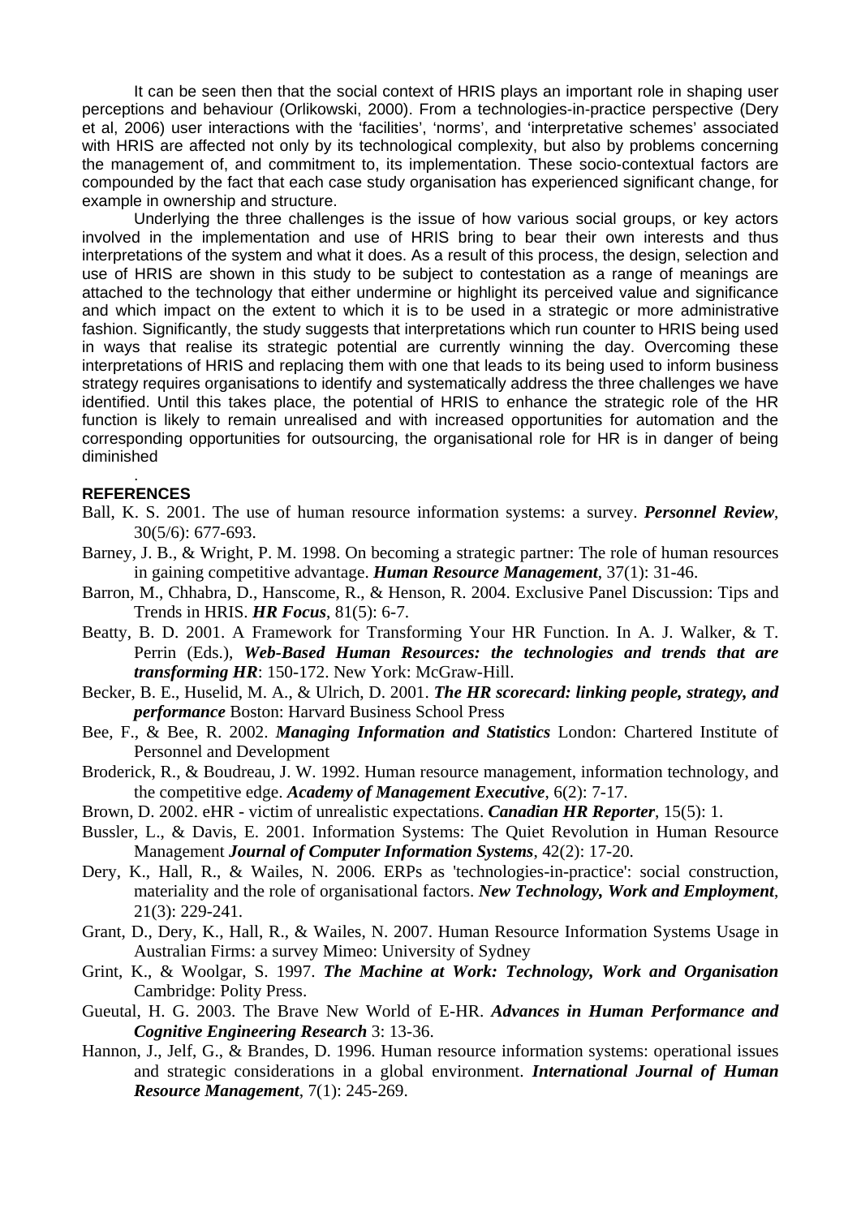It can be seen then that the social context of HRIS plays an important role in shaping user perceptions and behaviour (Orlikowski, 2000). From a technologies-in-practice perspective (Dery et al, 2006) user interactions with the 'facilities', 'norms', and 'interpretative schemes' associated with HRIS are affected not only by its technological complexity, but also by problems concerning the management of, and commitment to, its implementation. These socio-contextual factors are compounded by the fact that each case study organisation has experienced significant change, for example in ownership and structure.

Underlying the three challenges is the issue of how various social groups, or key actors involved in the implementation and use of HRIS bring to bear their own interests and thus interpretations of the system and what it does. As a result of this process, the design, selection and use of HRIS are shown in this study to be subject to contestation as a range of meanings are attached to the technology that either undermine or highlight its perceived value and significance and which impact on the extent to which it is to be used in a strategic or more administrative fashion. Significantly, the study suggests that interpretations which run counter to HRIS being used in ways that realise its strategic potential are currently winning the day. Overcoming these interpretations of HRIS and replacing them with one that leads to its being used to inform business strategy requires organisations to identify and systematically address the three challenges we have identified. Until this takes place, the potential of HRIS to enhance the strategic role of the HR function is likely to remain unrealised and with increased opportunities for automation and the corresponding opportunities for outsourcing, the organisational role for HR is in danger of being diminished

.

## REFERENCES

Ball, K. S. 2001. The use of human resource information systems: a survey. ***Personnel Review***, 30(5/6): 677-693.

Barney, J. B., & Wright, P. M. 1998. On becoming a strategic partner: The role of human resources in gaining competitive advantage. ***Human Resource Management***, 37(1): 31-46.

Barron, M., Chhabra, D., Hanscome, R., & Henson, R. 2004. Exclusive Panel Discussion: Tips and Trends in HRIS. ***HR Focus***, 81(5): 6-7.

Beatty, B. D. 2001. A Framework for Transforming Your HR Function. In A. J. Walker, & T. Perrin (Eds.), ***Web-Based Human Resources: the technologies and trends that are transforming HR***: 150-172. New York: McGraw-Hill.

Becker, B. E., Huselid, M. A., & Ulrich, D. 2001. ***The HR scorecard: linking people, strategy, and performance*** Boston: Harvard Business School Press

Bee, F., & Bee, R. 2002. ***Managing Information and Statistics*** London: Chartered Institute of Personnel and Development

Broderick, R., & Boudreau, J. W. 1992. Human resource management, information technology, and the competitive edge. ***Academy of Management Executive***, 6(2): 7-17.

Brown, D. 2002. eHR - victim of unrealistic expectations. ***Canadian HR Reporter***, 15(5): 1.

Bussler, L., & Davis, E. 2001. Information Systems: The Quiet Revolution in Human Resource Management ***Journal of Computer Information Systems***, 42(2): 17-20.

Dery, K., Hall, R., & Wailes, N. 2006. ERPs as 'technologies-in-practice': social construction, materiality and the role of organisational factors. ***New Technology, Work and Employment***, 21(3): 229-241.

Grant, D., Dery, K., Hall, R., & Wailes, N. 2007. Human Resource Information Systems Usage in Australian Firms: a survey Mimeo: University of Sydney

Grint, K., & Woolgar, S. 1997. ***The Machine at Work: Technology, Work and Organisation*** Cambridge: Polity Press.

Gueutal, H. G. 2003. The Brave New World of E-HR. ***Advances in Human Performance and Cognitive Engineering Research*** 3: 13-36.

Hannon, J., Jelf, G., & Brandes, D. 1996. Human resource information systems: operational issues and strategic considerations in a global environment. ***International Journal of Human Resource Management***, 7(1): 245-269.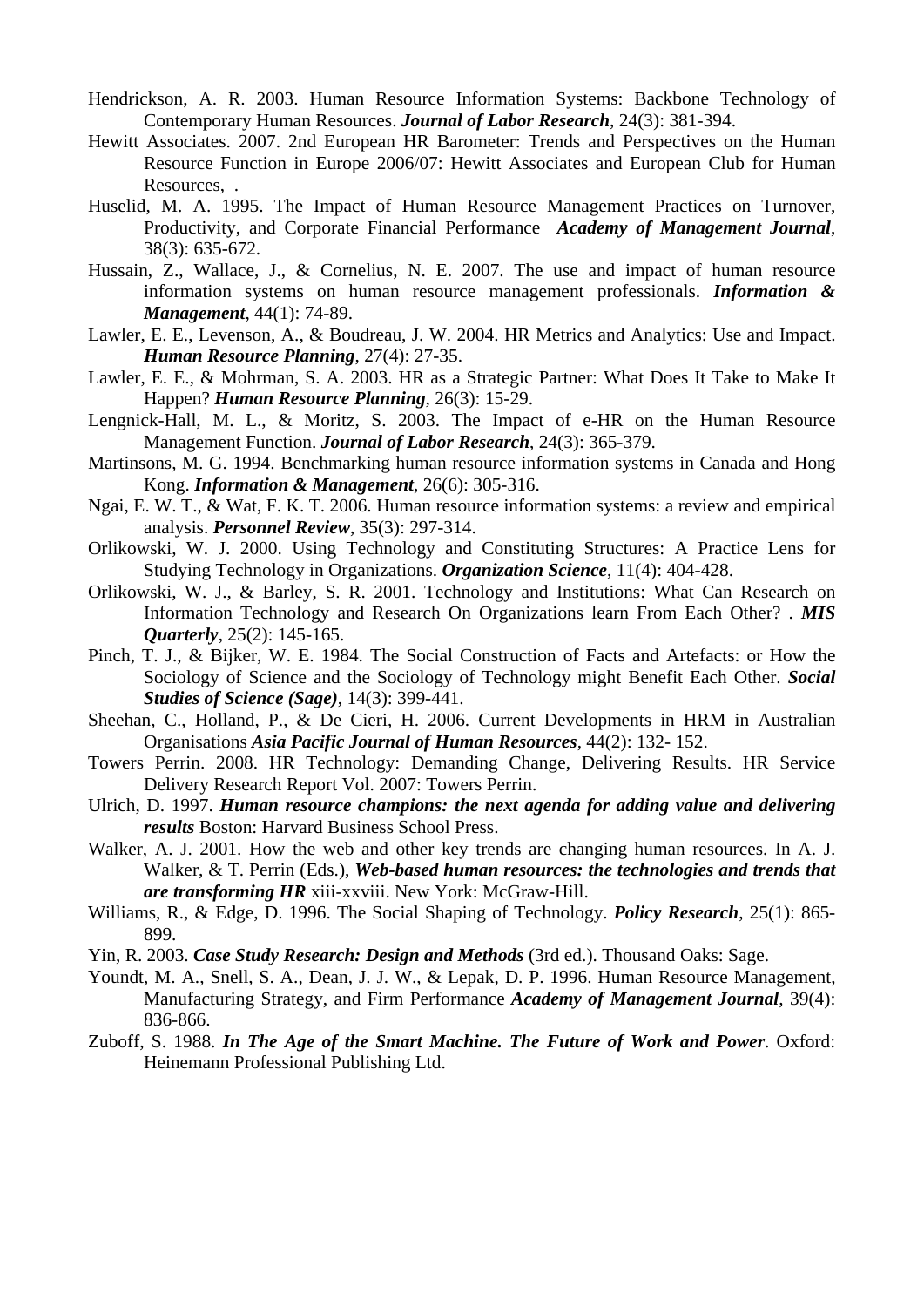Hendrickson, A. R. 2003. Human Resource Information Systems: Backbone Technology of Contemporary Human Resources. ***Journal of Labor Research***, 24(3): 381-394.

Hewitt Associates. 2007. 2nd European HR Barometer: Trends and Perspectives on the Human Resource Function in Europe 2006/07: Hewitt Associates and European Club for Human Resources, .

Huselid, M. A. 1995. The Impact of Human Resource Management Practices on Turnover, Productivity, and Corporate Financial Performance ***Academy of Management Journal***, 38(3): 635-672.

Hussain, Z., Wallace, J., & Cornelius, N. E. 2007. The use and impact of human resource information systems on human resource management professionals. ***Information & Management***, 44(1): 74-89.

Lawler, E. E., Levenson, A., & Boudreau, J. W. 2004. HR Metrics and Analytics: Use and Impact. ***Human Resource Planning***, 27(4): 27-35.

Lawler, E. E., & Mohrman, S. A. 2003. HR as a Strategic Partner: What Does It Take to Make It Happen? ***Human Resource Planning***, 26(3): 15-29.

Lengnick-Hall, M. L., & Moritz, S. 2003. The Impact of e-HR on the Human Resource Management Function. ***Journal of Labor Research***, 24(3): 365-379.

Martinsons, M. G. 1994. Benchmarking human resource information systems in Canada and Hong Kong. ***Information & Management***, 26(6): 305-316.

Ngai, E. W. T., & Wat, F. K. T. 2006. Human resource information systems: a review and empirical analysis. ***Personnel Review***, 35(3): 297-314.

Orlikowski, W. J. 2000. Using Technology and Constituting Structures: A Practice Lens for Studying Technology in Organizations. ***Organization Science***, 11(4): 404-428.

Orlikowski, W. J., & Barley, S. R. 2001. Technology and Institutions: What Can Research on Information Technology and Research On Organizations learn From Each Other? . ***MIS Quarterly***, 25(2): 145-165.

Pinch, T. J., & Bijker, W. E. 1984. The Social Construction of Facts and Artefacts: or How the Sociology of Science and the Sociology of Technology might Benefit Each Other. ***Social Studies of Science (Sage)***, 14(3): 399-441.

Sheehan, C., Holland, P., & De Cieri, H. 2006. Current Developments in HRM in Australian Organisations ***Asia Pacific Journal of Human Resources***, 44(2): 132- 152.

Towers Perrin. 2008. HR Technology: Demanding Change, Delivering Results. HR Service Delivery Research Report Vol. 2007: Towers Perrin.

Ulrich, D. 1997. ***Human resource champions: the next agenda for adding value and delivering results*** Boston: Harvard Business School Press.

Walker, A. J. 2001. How the web and other key trends are changing human resources. In A. J. Walker, & T. Perrin (Eds.), ***Web-based human resources: the technologies and trends that are transforming HR*** xiii-xxviii. New York: McGraw-Hill.

Williams, R., & Edge, D. 1996. The Social Shaping of Technology. ***Policy Research***, 25(1): 865-899.

Yin, R. 2003. ***Case Study Research: Design and Methods*** (3rd ed.). Thousand Oaks: Sage.

Youndt, M. A., Snell, S. A., Dean, J. J. W., & Lepak, D. P. 1996. Human Resource Management, Manufacturing Strategy, and Firm Performance ***Academy of Management Journal***, 39(4): 836-866.

Zuboff, S. 1988. ***In The Age of the Smart Machine. The Future of Work and Power***. Oxford: Heinemann Professional Publishing Ltd.